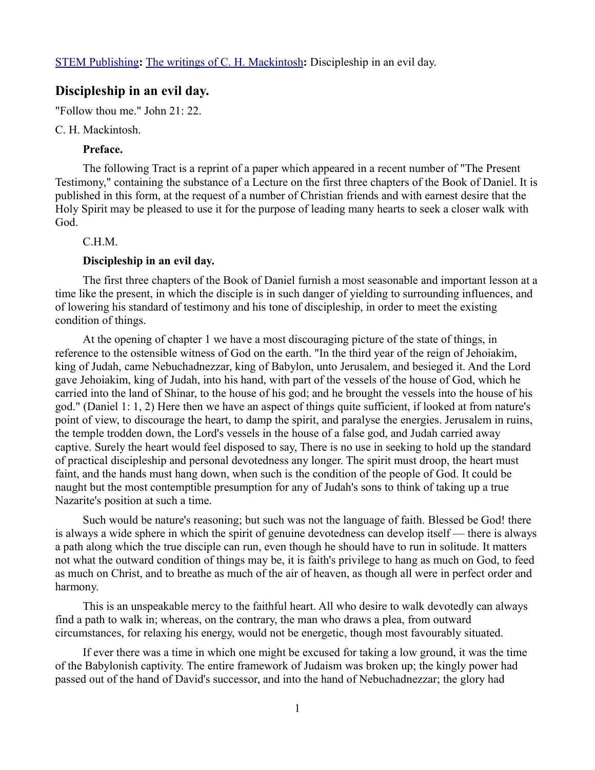STEM Publishing**:** The writings of C. H. Mackintosh**:** Discipleship in an evil day.

## Discipleship in an evil day.

"Follow thou me." John 21: 22.

C. H. Mackintosh.

**Preface.**

The following Tract is a reprint of a paper which appeared in a recent number of "The Present Testimony," containing the substance of a Lecture on the first three chapters of the Book of Daniel. It is published in this form, at the request of a number of Christian friends and with earnest desire that the Holy Spirit may be pleased to use it for the purpose of leading many hearts to seek a closer walk with God.

C.H.M.

**Discipleship in an evil day.**

The first three chapters of the Book of Daniel furnish a most seasonable and important lesson at a time like the present, in which the disciple is in such danger of yielding to surrounding influences, and of lowering his standard of testimony and his tone of discipleship, in order to meet the existing condition of things.

At the opening of chapter 1 we have a most discouraging picture of the state of things, in reference to the ostensible witness of God on the earth. "In the third year of the reign of Jehoiakim, king of Judah, came Nebuchadnezzar, king of Babylon, unto Jerusalem, and besieged it. And the Lord gave Jehoiakim, king of Judah, into his hand, with part of the vessels of the house of God, which he carried into the land of Shinar, to the house of his god; and he brought the vessels into the house of his god." (Daniel 1: 1, 2) Here then we have an aspect of things quite sufficient, if looked at from nature's point of view, to discourage the heart, to damp the spirit, and paralyse the energies. Jerusalem in ruins, the temple trodden down, the Lord's vessels in the house of a false god, and Judah carried away captive. Surely the heart would feel disposed to say, There is no use in seeking to hold up the standard of practical discipleship and personal devotedness any longer. The spirit must droop, the heart must faint, and the hands must hang down, when such is the condition of the people of God. It could be naught but the most contemptible presumption for any of Judah's sons to think of taking up a true Nazarite's position at such a time.

Such would be nature's reasoning; but such was not the language of faith. Blessed be God! there is always a wide sphere in which the spirit of genuine devotedness can develop itself — there is always a path along which the true disciple can run, even though he should have to run in solitude. It matters not what the outward condition of things may be, it is faith's privilege to hang as much on God, to feed as much on Christ, and to breathe as much of the air of heaven, as though all were in perfect order and harmony.

This is an unspeakable mercy to the faithful heart. All who desire to walk devotedly can always find a path to walk in; whereas, on the contrary, the man who draws a plea, from outward circumstances, for relaxing his energy, would not be energetic, though most favourably situated.

If ever there was a time in which one might be excused for taking a low ground, it was the time of the Babylonish captivity. The entire framework of Judaism was broken up; the kingly power had passed out of the hand of David's successor, and into the hand of Nebuchadnezzar; the glory had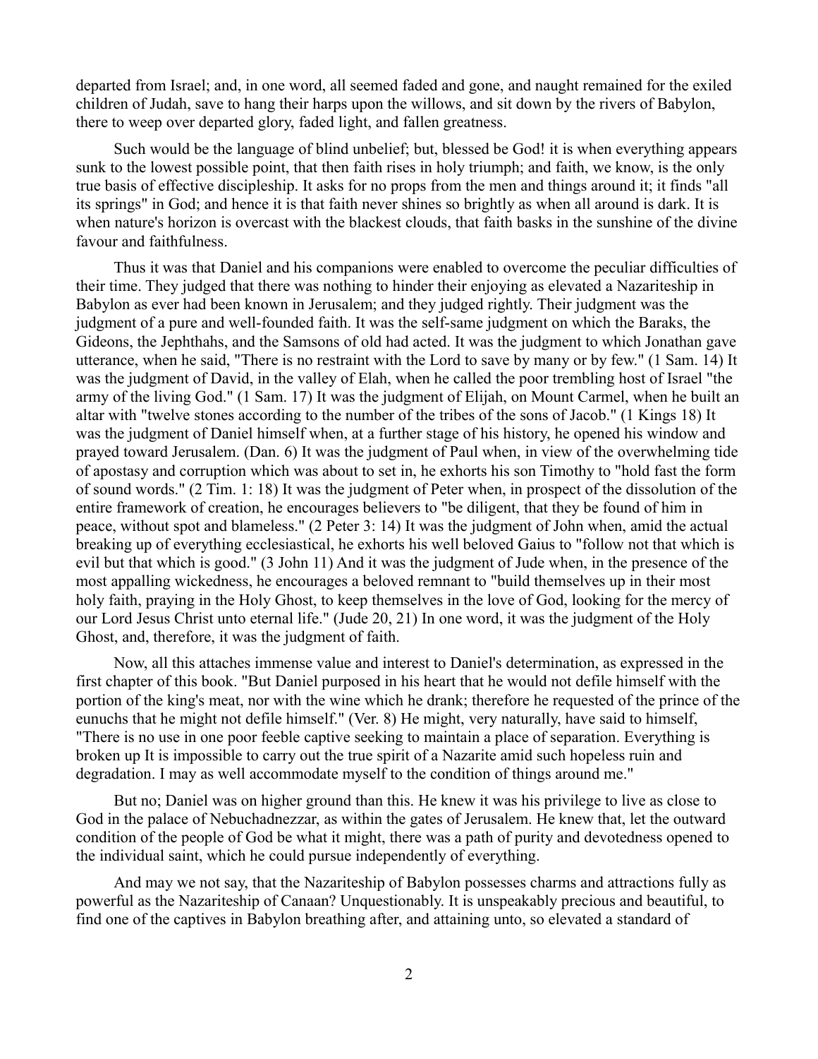departed from Israel; and, in one word, all seemed faded and gone, and naught remained for the exiled children of Judah, save to hang their harps upon the willows, and sit down by the rivers of Babylon, there to weep over departed glory, faded light, and fallen greatness.

Such would be the language of blind unbelief; but, blessed be God! it is when everything appears sunk to the lowest possible point, that then faith rises in holy triumph; and faith, we know, is the only true basis of effective discipleship. It asks for no props from the men and things around it; it finds "all its springs" in God; and hence it is that faith never shines so brightly as when all around is dark. It is when nature's horizon is overcast with the blackest clouds, that faith basks in the sunshine of the divine favour and faithfulness.

Thus it was that Daniel and his companions were enabled to overcome the peculiar difficulties of their time. They judged that there was nothing to hinder their enjoying as elevated a Nazariteship in Babylon as ever had been known in Jerusalem; and they judged rightly. Their judgment was the judgment of a pure and well-founded faith. It was the self-same judgment on which the Baraks, the Gideons, the Jephthahs, and the Samsons of old had acted. It was the judgment to which Jonathan gave utterance, when he said, "There is no restraint with the Lord to save by many or by few." (1 Sam. 14) It was the judgment of David, in the valley of Elah, when he called the poor trembling host of Israel "the army of the living God." (1 Sam. 17) It was the judgment of Elijah, on Mount Carmel, when he built an altar with "twelve stones according to the number of the tribes of the sons of Jacob." (1 Kings 18) It was the judgment of Daniel himself when, at a further stage of his history, he opened his window and prayed toward Jerusalem. (Dan. 6) It was the judgment of Paul when, in view of the overwhelming tide of apostasy and corruption which was about to set in, he exhorts his son Timothy to "hold fast the form of sound words." (2 Tim. 1: 18) It was the judgment of Peter when, in prospect of the dissolution of the entire framework of creation, he encourages believers to "be diligent, that they be found of him in peace, without spot and blameless." (2 Peter 3: 14) It was the judgment of John when, amid the actual breaking up of everything ecclesiastical, he exhorts his well beloved Gaius to "follow not that which is evil but that which is good." (3 John 11) And it was the judgment of Jude when, in the presence of the most appalling wickedness, he encourages a beloved remnant to "build themselves up in their most holy faith, praying in the Holy Ghost, to keep themselves in the love of God, looking for the mercy of our Lord Jesus Christ unto eternal life." (Jude 20, 21) In one word, it was the judgment of the Holy Ghost, and, therefore, it was the judgment of faith.

Now, all this attaches immense value and interest to Daniel's determination, as expressed in the first chapter of this book. "But Daniel purposed in his heart that he would not defile himself with the portion of the king's meat, nor with the wine which he drank; therefore he requested of the prince of the eunuchs that he might not defile himself." (Ver. 8) He might, very naturally, have said to himself, "There is no use in one poor feeble captive seeking to maintain a place of separation. Everything is broken up It is impossible to carry out the true spirit of a Nazarite amid such hopeless ruin and degradation. I may as well accommodate myself to the condition of things around me."

But no; Daniel was on higher ground than this. He knew it was his privilege to live as close to God in the palace of Nebuchadnezzar, as within the gates of Jerusalem. He knew that, let the outward condition of the people of God be what it might, there was a path of purity and devotedness opened to the individual saint, which he could pursue independently of everything.

And may we not say, that the Nazariteship of Babylon possesses charms and attractions fully as powerful as the Nazariteship of Canaan? Unquestionably. It is unspeakably precious and beautiful, to find one of the captives in Babylon breathing after, and attaining unto, so elevated a standard of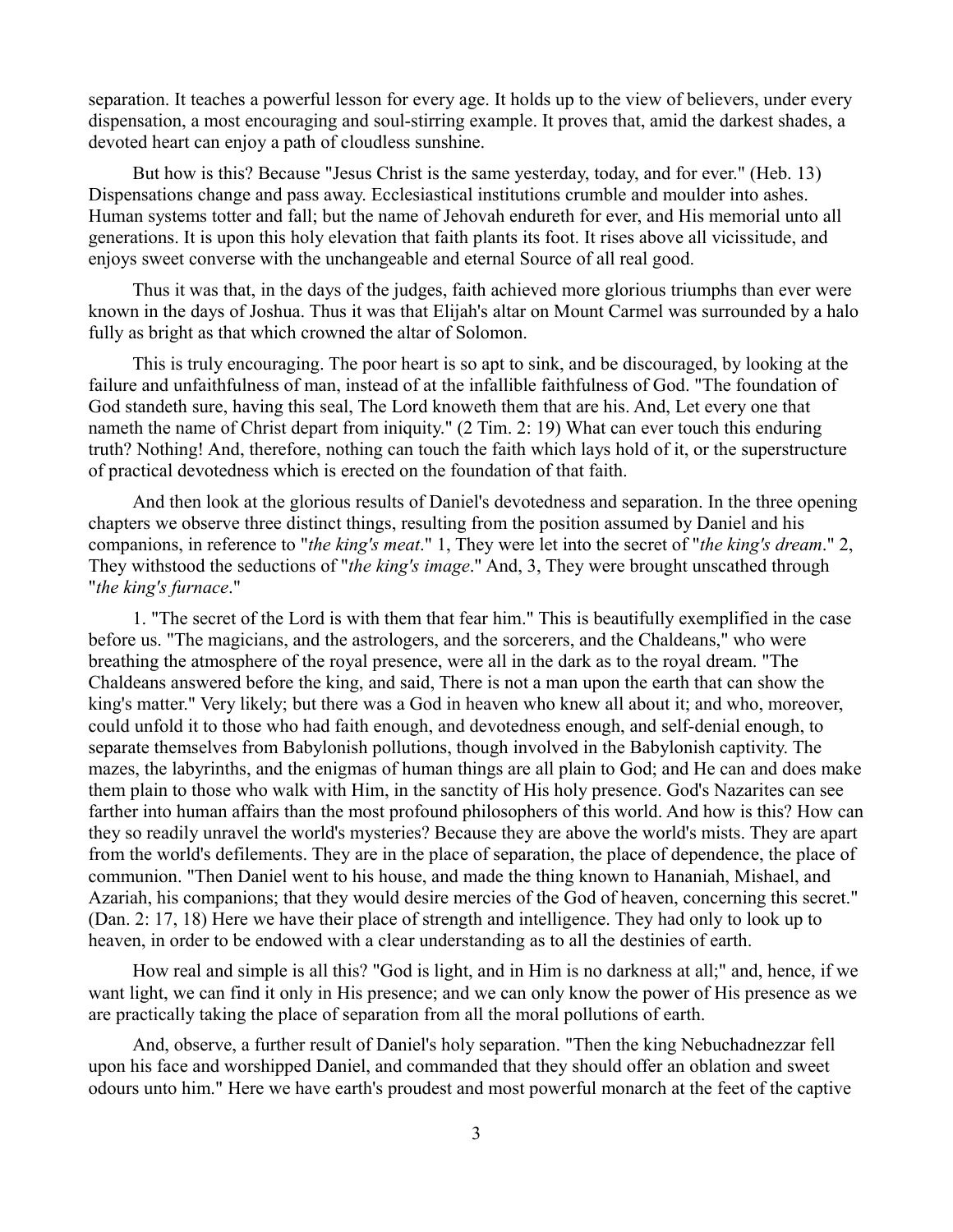separation. It teaches a powerful lesson for every age. It holds up to the view of believers, under every dispensation, a most encouraging and soul-stirring example. It proves that, amid the darkest shades, a devoted heart can enjoy a path of cloudless sunshine.

But how is this? Because "Jesus Christ is the same yesterday, today, and for ever." (Heb. 13) Dispensations change and pass away. Ecclesiastical institutions crumble and moulder into ashes. Human systems totter and fall; but the name of Jehovah endureth for ever, and His memorial unto all generations. It is upon this holy elevation that faith plants its foot. It rises above all vicissitude, and enjoys sweet converse with the unchangeable and eternal Source of all real good.

Thus it was that, in the days of the judges, faith achieved more glorious triumphs than ever were known in the days of Joshua. Thus it was that Elijah's altar on Mount Carmel was surrounded by a halo fully as bright as that which crowned the altar of Solomon.

This is truly encouraging. The poor heart is so apt to sink, and be discouraged, by looking at the failure and unfaithfulness of man, instead of at the infallible faithfulness of God. "The foundation of God standeth sure, having this seal, The Lord knoweth them that are his. And, Let every one that nameth the name of Christ depart from iniquity." (2 Tim. 2: 19) What can ever touch this enduring truth? Nothing! And, therefore, nothing can touch the faith which lays hold of it, or the superstructure of practical devotedness which is erected on the foundation of that faith.

And then look at the glorious results of Daniel's devotedness and separation. In the three opening chapters we observe three distinct things, resulting from the position assumed by Daniel and his companions, in reference to "*the king's meat*." 1, They were let into the secret of "*the king's dream*." 2, They withstood the seductions of "*the king's image*." And, 3, They were brought unscathed through "*the king's furnace*."

1. "The secret of the Lord is with them that fear him." This is beautifully exemplified in the case before us. "The magicians, and the astrologers, and the sorcerers, and the Chaldeans," who were breathing the atmosphere of the royal presence, were all in the dark as to the royal dream. "The Chaldeans answered before the king, and said, There is not a man upon the earth that can show the king's matter." Very likely; but there was a God in heaven who knew all about it; and who, moreover, could unfold it to those who had faith enough, and devotedness enough, and self-denial enough, to separate themselves from Babylonish pollutions, though involved in the Babylonish captivity. The mazes, the labyrinths, and the enigmas of human things are all plain to God; and He can and does make them plain to those who walk with Him, in the sanctity of His holy presence. God's Nazarites can see farther into human affairs than the most profound philosophers of this world. And how is this? How can they so readily unravel the world's mysteries? Because they are above the world's mists. They are apart from the world's defilements. They are in the place of separation, the place of dependence, the place of communion. "Then Daniel went to his house, and made the thing known to Hananiah, Mishael, and Azariah, his companions; that they would desire mercies of the God of heaven, concerning this secret." (Dan. 2: 17, 18) Here we have their place of strength and intelligence. They had only to look up to heaven, in order to be endowed with a clear understanding as to all the destinies of earth.

How real and simple is all this? "God is light, and in Him is no darkness at all;" and, hence, if we want light, we can find it only in His presence; and we can only know the power of His presence as we are practically taking the place of separation from all the moral pollutions of earth.

And, observe, a further result of Daniel's holy separation. "Then the king Nebuchadnezzar fell upon his face and worshipped Daniel, and commanded that they should offer an oblation and sweet odours unto him." Here we have earth's proudest and most powerful monarch at the feet of the captive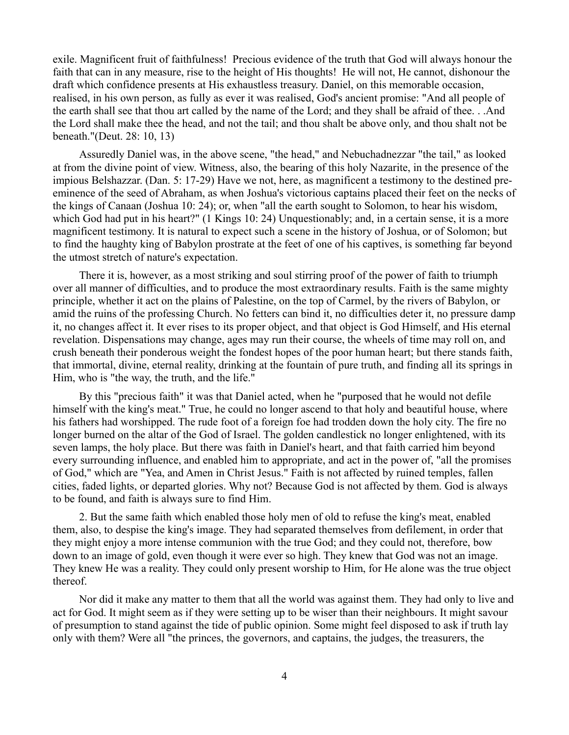exile. Magnificent fruit of faithfulness! Precious evidence of the truth that God will always honour the faith that can in any measure, rise to the height of His thoughts! He will not, He cannot, dishonour the draft which confidence presents at His exhaustless treasury. Daniel, on this memorable occasion, realised, in his own person, as fully as ever it was realised, God's ancient promise: "And all people of the earth shall see that thou art called by the name of the Lord; and they shall be afraid of thee. . .And the Lord shall make thee the head, and not the tail; and thou shalt be above only, and thou shalt not be beneath."(Deut. 28: 10, 13)

Assuredly Daniel was, in the above scene, "the head," and Nebuchadnezzar "the tail," as looked at from the divine point of view. Witness, also, the bearing of this holy Nazarite, in the presence of the impious Belshazzar. (Dan. 5: 17-29) Have we not, here, as magnificent a testimony to the destined pre-eminence of the seed of Abraham, as when Joshua's victorious captains placed their feet on the necks of the kings of Canaan (Joshua 10: 24); or, when "all the earth sought to Solomon, to hear his wisdom, which God had put in his heart?" (1 Kings 10: 24) Unquestionably; and, in a certain sense, it is a more magnificent testimony. It is natural to expect such a scene in the history of Joshua, or of Solomon; but to find the haughty king of Babylon prostrate at the feet of one of his captives, is something far beyond the utmost stretch of nature's expectation.

There it is, however, as a most striking and soul stirring proof of the power of faith to triumph over all manner of difficulties, and to produce the most extraordinary results. Faith is the same mighty principle, whether it act on the plains of Palestine, on the top of Carmel, by the rivers of Babylon, or amid the ruins of the professing Church. No fetters can bind it, no difficulties deter it, no pressure damp it, no changes affect it. It ever rises to its proper object, and that object is God Himself, and His eternal revelation. Dispensations may change, ages may run their course, the wheels of time may roll on, and crush beneath their ponderous weight the fondest hopes of the poor human heart; but there stands faith, that immortal, divine, eternal reality, drinking at the fountain of pure truth, and finding all its springs in Him, who is "the way, the truth, and the life."

By this "precious faith" it was that Daniel acted, when he "purposed that he would not defile himself with the king's meat." True, he could no longer ascend to that holy and beautiful house, where his fathers had worshipped. The rude foot of a foreign foe had trodden down the holy city. The fire no longer burned on the altar of the God of Israel. The golden candlestick no longer enlightened, with its seven lamps, the holy place. But there was faith in Daniel's heart, and that faith carried him beyond every surrounding influence, and enabled him to appropriate, and act in the power of, "all the promises of God," which are "Yea, and Amen in Christ Jesus." Faith is not affected by ruined temples, fallen cities, faded lights, or departed glories. Why not? Because God is not affected by them. God is always to be found, and faith is always sure to find Him.

2. But the same faith which enabled those holy men of old to refuse the king's meat, enabled them, also, to despise the king's image. They had separated themselves from defilement, in order that they might enjoy a more intense communion with the true God; and they could not, therefore, bow down to an image of gold, even though it were ever so high. They knew that God was not an image. They knew He was a reality. They could only present worship to Him, for He alone was the true object thereof.

Nor did it make any matter to them that all the world was against them. They had only to live and act for God. It might seem as if they were setting up to be wiser than their neighbours. It might savour of presumption to stand against the tide of public opinion. Some might feel disposed to ask if truth lay only with them? Were all "the princes, the governors, and captains, the judges, the treasurers, the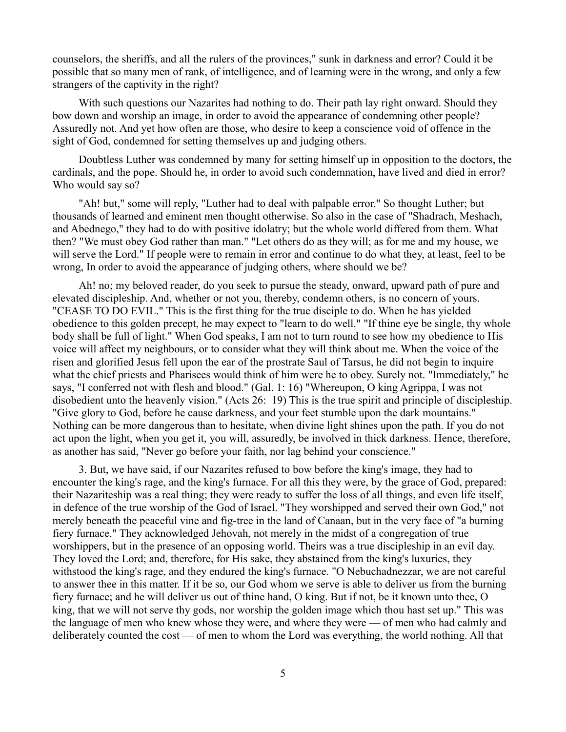counselors, the sheriffs, and all the rulers of the provinces," sunk in darkness and error? Could it be possible that so many men of rank, of intelligence, and of learning were in the wrong, and only a few strangers of the captivity in the right?

With such questions our Nazarites had nothing to do. Their path lay right onward. Should they bow down and worship an image, in order to avoid the appearance of condemning other people? Assuredly not. And yet how often are those, who desire to keep a conscience void of offence in the sight of God, condemned for setting themselves up and judging others.

Doubtless Luther was condemned by many for setting himself up in opposition to the doctors, the cardinals, and the pope. Should he, in order to avoid such condemnation, have lived and died in error? Who would say so?

"Ah! but," some will reply, "Luther had to deal with palpable error." So thought Luther; but thousands of learned and eminent men thought otherwise. So also in the case of "Shadrach, Meshach, and Abednego," they had to do with positive idolatry; but the whole world differed from them. What then? "We must obey God rather than man." "Let others do as they will; as for me and my house, we will serve the Lord." If people were to remain in error and continue to do what they, at least, feel to be wrong, In order to avoid the appearance of judging others, where should we be?

Ah! no; my beloved reader, do you seek to pursue the steady, onward, upward path of pure and elevated discipleship. And, whether or not you, thereby, condemn others, is no concern of yours. "CEASE TO DO EVIL." This is the first thing for the true disciple to do. When he has yielded obedience to this golden precept, he may expect to "learn to do well." "If thine eye be single, thy whole body shall be full of light." When God speaks, I am not to turn round to see how my obedience to His voice will affect my neighbours, or to consider what they will think about me. When the voice of the risen and glorified Jesus fell upon the ear of the prostrate Saul of Tarsus, he did not begin to inquire what the chief priests and Pharisees would think of him were he to obey. Surely not. "Immediately," he says, "I conferred not with flesh and blood." (Gal. 1: 16) "Whereupon, O king Agrippa, I was not disobedient unto the heavenly vision." (Acts 26: 19) This is the true spirit and principle of discipleship. "Give glory to God, before he cause darkness, and your feet stumble upon the dark mountains." Nothing can be more dangerous than to hesitate, when divine light shines upon the path. If you do not act upon the light, when you get it, you will, assuredly, be involved in thick darkness. Hence, therefore, as another has said, "Never go before your faith, nor lag behind your conscience."

3. But, we have said, if our Nazarites refused to bow before the king's image, they had to encounter the king's rage, and the king's furnace. For all this they were, by the grace of God, prepared: their Nazariteship was a real thing; they were ready to suffer the loss of all things, and even life itself, in defence of the true worship of the God of Israel. "They worshipped and served their own God," not merely beneath the peaceful vine and fig-tree in the land of Canaan, but in the very face of "a burning fiery furnace." They acknowledged Jehovah, not merely in the midst of a congregation of true worshippers, but in the presence of an opposing world. Theirs was a true discipleship in an evil day. They loved the Lord; and, therefore, for His sake, they abstained from the king's luxuries, they withstood the king's rage, and they endured the king's furnace. "O Nebuchadnezzar, we are not careful to answer thee in this matter. If it be so, our God whom we serve is able to deliver us from the burning fiery furnace; and he will deliver us out of thine hand, O king. But if not, be it known unto thee, O king, that we will not serve thy gods, nor worship the golden image which thou hast set up." This was the language of men who knew whose they were, and where they were — of men who had calmly and deliberately counted the cost — of men to whom the Lord was everything, the world nothing. All that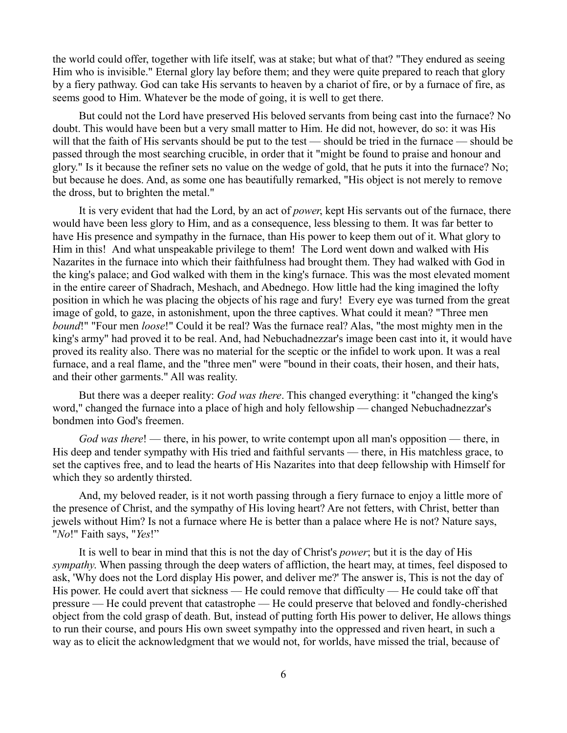the world could offer, together with life itself, was at stake; but what of that? "They endured as seeing Him who is invisible." Eternal glory lay before them; and they were quite prepared to reach that glory by a fiery pathway. God can take His servants to heaven by a chariot of fire, or by a furnace of fire, as seems good to Him. Whatever be the mode of going, it is well to get there.

But could not the Lord have preserved His beloved servants from being cast into the furnace? No doubt. This would have been but a very small matter to Him. He did not, however, do so: it was His will that the faith of His servants should be put to the test — should be tried in the furnace — should be passed through the most searching crucible, in order that it "might be found to praise and honour and glory." Is it because the refiner sets no value on the wedge of gold, that he puts it into the furnace? No; but because he does. And, as some one has beautifully remarked, "His object is not merely to remove the dross, but to brighten the metal."

It is very evident that had the Lord, by an act of *power*, kept His servants out of the furnace, there would have been less glory to Him, and as a consequence, less blessing to them. It was far better to have His presence and sympathy in the furnace, than His power to keep them out of it. What glory to Him in this! And what unspeakable privilege to them! The Lord went down and walked with His Nazarites in the furnace into which their faithfulness had brought them. They had walked with God in the king's palace; and God walked with them in the king's furnace. This was the most elevated moment in the entire career of Shadrach, Meshach, and Abednego. How little had the king imagined the lofty position in which he was placing the objects of his rage and fury! Every eye was turned from the great image of gold, to gaze, in astonishment, upon the three captives. What could it mean? "Three men *bound*!" "Four men *loose*!" Could it be real? Was the furnace real? Alas, "the most mighty men in the king's army" had proved it to be real. And, had Nebuchadnezzar's image been cast into it, it would have proved its reality also. There was no material for the sceptic or the infidel to work upon. It was a real furnace, and a real flame, and the "three men" were "bound in their coats, their hosen, and their hats, and their other garments." All was reality.

But there was a deeper reality: *God was there*. This changed everything: it "changed the king's word," changed the furnace into a place of high and holy fellowship — changed Nebuchadnezzar's bondmen into God's freemen.

*God was there*! — there, in his power, to write contempt upon all man's opposition — there, in His deep and tender sympathy with His tried and faithful servants — there, in His matchless grace, to set the captives free, and to lead the hearts of His Nazarites into that deep fellowship with Himself for which they so ardently thirsted.

And, my beloved reader, is it not worth passing through a fiery furnace to enjoy a little more of the presence of Christ, and the sympathy of His loving heart? Are not fetters, with Christ, better than jewels without Him? Is not a furnace where He is better than a palace where He is not? Nature says, "*No*!" Faith says, "*Yes*!"

It is well to bear in mind that this is not the day of Christ's *power*; but it is the day of His *sympathy*. When passing through the deep waters of affliction, the heart may, at times, feel disposed to ask, 'Why does not the Lord display His power, and deliver me?' The answer is, This is not the day of His power. He could avert that sickness — He could remove that difficulty — He could take off that pressure — He could prevent that catastrophe — He could preserve that beloved and fondly-cherished object from the cold grasp of death. But, instead of putting forth His power to deliver, He allows things to run their course, and pours His own sweet sympathy into the oppressed and riven heart, in such a way as to elicit the acknowledgment that we would not, for worlds, have missed the trial, because of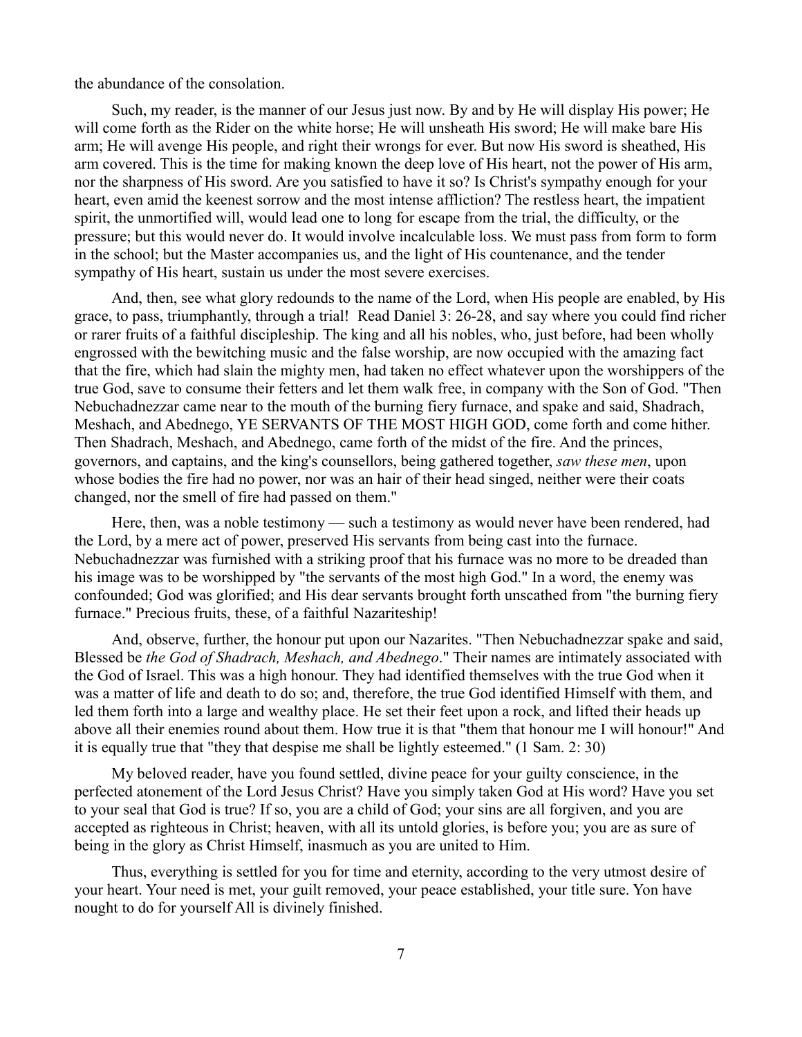the abundance of the consolation.

Such, my reader, is the manner of our Jesus just now. By and by He will display His power; He will come forth as the Rider on the white horse; He will unsheath His sword; He will make bare His arm; He will avenge His people, and right their wrongs for ever. But now His sword is sheathed, His arm covered. This is the time for making known the deep love of His heart, not the power of His arm, nor the sharpness of His sword. Are you satisfied to have it so? Is Christ's sympathy enough for your heart, even amid the keenest sorrow and the most intense affliction? The restless heart, the impatient spirit, the unmortified will, would lead one to long for escape from the trial, the difficulty, or the pressure; but this would never do. It would involve incalculable loss. We must pass from form to form in the school; but the Master accompanies us, and the light of His countenance, and the tender sympathy of His heart, sustain us under the most severe exercises.

And, then, see what glory redounds to the name of the Lord, when His people are enabled, by His grace, to pass, triumphantly, through a trial! Read Daniel 3: 26-28, and say where you could find richer or rarer fruits of a faithful discipleship. The king and all his nobles, who, just before, had been wholly engrossed with the bewitching music and the false worship, are now occupied with the amazing fact that the fire, which had slain the mighty men, had taken no effect whatever upon the worshippers of the true God, save to consume their fetters and let them walk free, in company with the Son of God. "Then Nebuchadnezzar came near to the mouth of the burning fiery furnace, and spake and said, Shadrach, Meshach, and Abednego, YE SERVANTS OF THE MOST HIGH GOD, come forth and come hither. Then Shadrach, Meshach, and Abednego, came forth of the midst of the fire. And the princes, governors, and captains, and the king's counsellors, being gathered together, *saw these men*, upon whose bodies the fire had no power, nor was an hair of their head singed, neither were their coats changed, nor the smell of fire had passed on them."

Here, then, was a noble testimony — such a testimony as would never have been rendered, had the Lord, by a mere act of power, preserved His servants from being cast into the furnace. Nebuchadnezzar was furnished with a striking proof that his furnace was no more to be dreaded than his image was to be worshipped by "the servants of the most high God." In a word, the enemy was confounded; God was glorified; and His dear servants brought forth unscathed from "the burning fiery furnace." Precious fruits, these, of a faithful Nazariteship!

And, observe, further, the honour put upon our Nazarites. "Then Nebuchadnezzar spake and said, Blessed be *the God of Shadrach, Meshach, and Abednego*." Their names are intimately associated with the God of Israel. This was a high honour. They had identified themselves with the true God when it was a matter of life and death to do so; and, therefore, the true God identified Himself with them, and led them forth into a large and wealthy place. He set their feet upon a rock, and lifted their heads up above all their enemies round about them. How true it is that "them that honour me I will honour!" And it is equally true that "they that despise me shall be lightly esteemed." (1 Sam. 2: 30)

My beloved reader, have you found settled, divine peace for your guilty conscience, in the perfected atonement of the Lord Jesus Christ? Have you simply taken God at His word? Have you set to your seal that God is true? If so, you are a child of God; your sins are all forgiven, and you are accepted as righteous in Christ; heaven, with all its untold glories, is before you; you are as sure of being in the glory as Christ Himself, inasmuch as you are united to Him.

Thus, everything is settled for you for time and eternity, according to the very utmost desire of your heart. Your need is met, your guilt removed, your peace established, your title sure. Yon have nought to do for yourself All is divinely finished.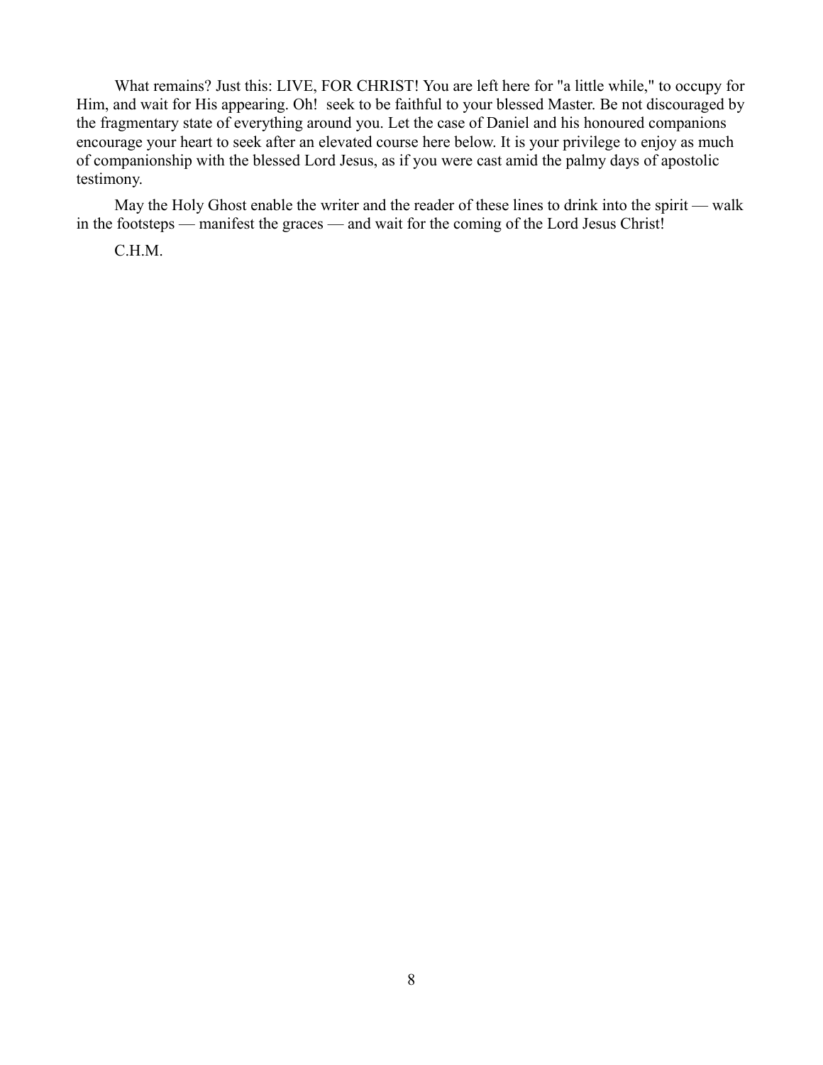What remains? Just this: LIVE, FOR CHRIST! You are left here for "a little while," to occupy for Him, and wait for His appearing. Oh! seek to be faithful to your blessed Master. Be not discouraged by the fragmentary state of everything around you. Let the case of Daniel and his honoured companions encourage your heart to seek after an elevated course here below. It is your privilege to enjoy as much of companionship with the blessed Lord Jesus, as if you were cast amid the palmy days of apostolic testimony.

May the Holy Ghost enable the writer and the reader of these lines to drink into the spirit — walk in the footsteps — manifest the graces — and wait for the coming of the Lord Jesus Christ!

C.H.M.